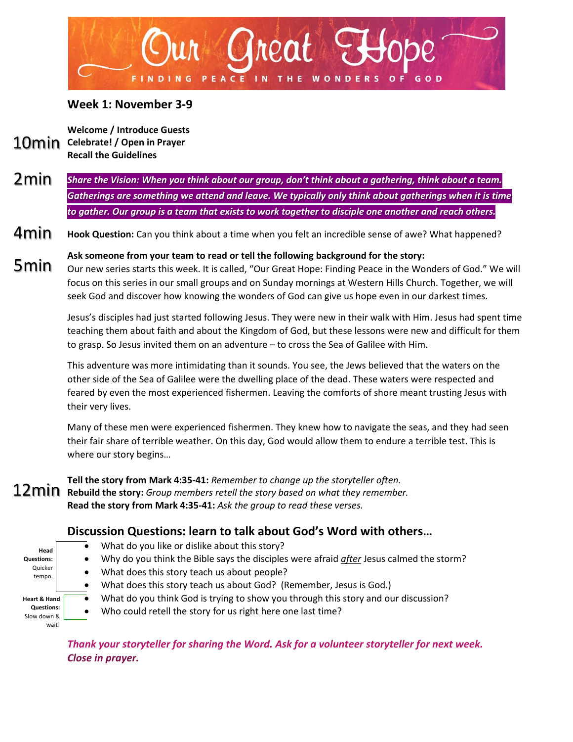# Our Great Hope

FINDING PEACE IN THE WONDERS OF GOD

## Week 1: November 3-9

10min **Welcome / Introduce Guests**
**Celebrate! / Open in Prayer**
**Recall the Guidelines**

2min ***Share the Vision: When you think about our group, don't think about a gathering, think about a team. Gatherings are something we attend and leave. We typically only think about gatherings when it is time to gather. Our group is a team that exists to work together to disciple one another and reach others.***

4min **Hook Question:** Can you think about a time when you felt an incredible sense of awe? What happened?

5min **Ask someone from your team to read or tell the following background for the story:**

Our new series starts this week. It is called, "Our Great Hope: Finding Peace in the Wonders of God." We will focus on this series in our small groups and on Sunday mornings at Western Hills Church. Together, we will seek God and discover how knowing the wonders of God can give us hope even in our darkest times.

Jesus's disciples had just started following Jesus. They were new in their walk with Him. Jesus had spent time teaching them about faith and about the Kingdom of God, but these lessons were new and difficult for them to grasp. So Jesus invited them on an adventure – to cross the Sea of Galilee with Him.

This adventure was more intimidating than it sounds. You see, the Jews believed that the waters on the other side of the Sea of Galilee were the dwelling place of the dead. These waters were respected and feared by even the most experienced fishermen. Leaving the comforts of shore meant trusting Jesus with their very lives.

Many of these men were experienced fishermen. They knew how to navigate the seas, and they had seen their fair share of terrible weather. On this day, God would allow them to endure a terrible test. This is where our story begins…

12min **Tell the story from Mark 4:35-41:** *Remember to change up the storyteller often.*
**Rebuild the story:** *Group members retell the story based on what they remember.*
**Read the story from Mark 4:35-41:** *Ask the group to read these verses.*

### Discussion Questions: learn to talk about God's Word with others…

**Head Questions:** Quicker tempo.

- What do you like or dislike about this story?
- Why do you think the Bible says the disciples were afraid *after* Jesus calmed the storm?
- What does this story teach us about people?
- What does this story teach us about God? (Remember, Jesus is God.)

**Heart & Hand Questions:** Slow down & wait!

- What do you think God is trying to show you through this story and our discussion?
- Who could retell the story for us right here one last time?

***Thank your storyteller for sharing the Word. Ask for a volunteer storyteller for next week. Close in prayer.***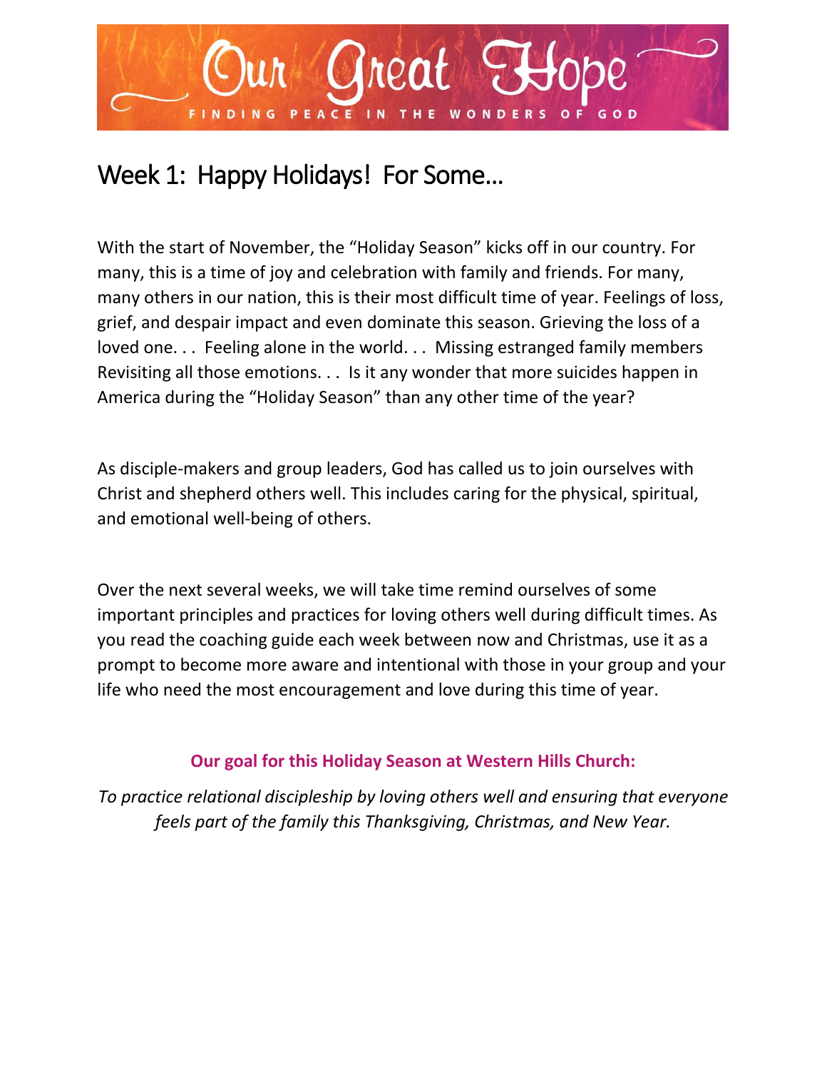# Our Great Hope

FINDING PEACE IN THE WONDERS OF GOD

## Week 1: Happy Holidays! For Some…

With the start of November, the "Holiday Season" kicks off in our country. For many, this is a time of joy and celebration with family and friends. For many, many others in our nation, this is their most difficult time of year. Feelings of loss, grief, and despair impact and even dominate this season. Grieving the loss of a loved one. . . Feeling alone in the world. . . Missing estranged family members Revisiting all those emotions. . . Is it any wonder that more suicides happen in America during the "Holiday Season" than any other time of the year?

As disciple-makers and group leaders, God has called us to join ourselves with Christ and shepherd others well. This includes caring for the physical, spiritual, and emotional well-being of others.

Over the next several weeks, we will take time remind ourselves of some important principles and practices for loving others well during difficult times. As you read the coaching guide each week between now and Christmas, use it as a prompt to become more aware and intentional with those in your group and your life who need the most encouragement and love during this time of year.

**Our goal for this Holiday Season at Western Hills Church:**

*To practice relational discipleship by loving others well and ensuring that everyone feels part of the family this Thanksgiving, Christmas, and New Year.*